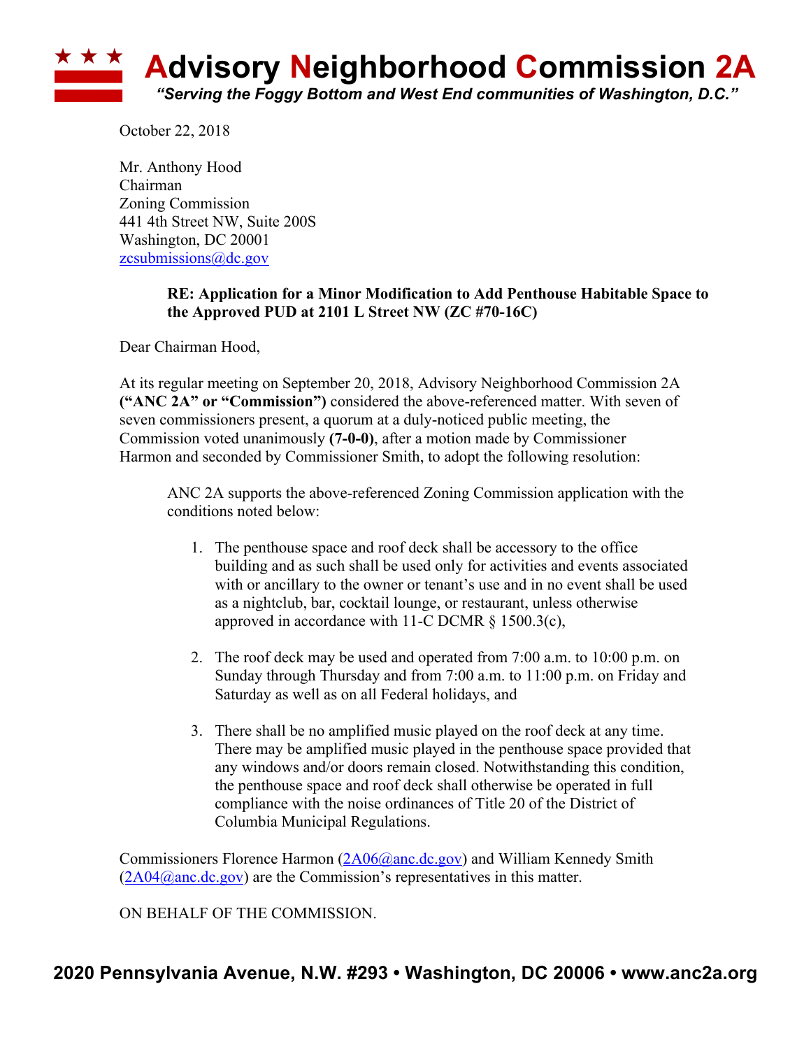# Advisory Neighborhood Commission 2A

*"Serving the Foggy Bottom and West End communities of Washington, D.C."*

October 22, 2018

Mr. Anthony Hood
Chairman
Zoning Commission
441 4th Street NW, Suite 200S
Washington, DC 20001
zcsubmissions@dc.gov

> **RE: Application for a Minor Modification to Add Penthouse Habitable Space to the Approved PUD at 2101 L Street NW (ZC #70-16C)**

Dear Chairman Hood,

At its regular meeting on September 20, 2018, Advisory Neighborhood Commission 2A **("ANC 2A" or "Commission")** considered the above-referenced matter. With seven of seven commissioners present, a quorum at a duly-noticed public meeting, the Commission voted unanimously **(7-0-0)**, after a motion made by Commissioner Harmon and seconded by Commissioner Smith, to adopt the following resolution:

> ANC 2A supports the above-referenced Zoning Commission application with the conditions noted below:
>
> 1. The penthouse space and roof deck shall be accessory to the office building and as such shall be used only for activities and events associated with or ancillary to the owner or tenant's use and in no event shall be used as a nightclub, bar, cocktail lounge, or restaurant, unless otherwise approved in accordance with 11-C DCMR § 1500.3(c),
>
> 2. The roof deck may be used and operated from 7:00 a.m. to 10:00 p.m. on Sunday through Thursday and from 7:00 a.m. to 11:00 p.m. on Friday and Saturday as well as on all Federal holidays, and
>
> 3. There shall be no amplified music played on the roof deck at any time. There may be amplified music played in the penthouse space provided that any windows and/or doors remain closed. Notwithstanding this condition, the penthouse space and roof deck shall otherwise be operated in full compliance with the noise ordinances of Title 20 of the District of Columbia Municipal Regulations.

Commissioners Florence Harmon (2A06@anc.dc.gov) and William Kennedy Smith (2A04@anc.dc.gov) are the Commission's representatives in this matter.

ON BEHALF OF THE COMMISSION.

**2020 Pennsylvania Avenue, N.W. #293 • Washington, DC 20006 • www.anc2a.org**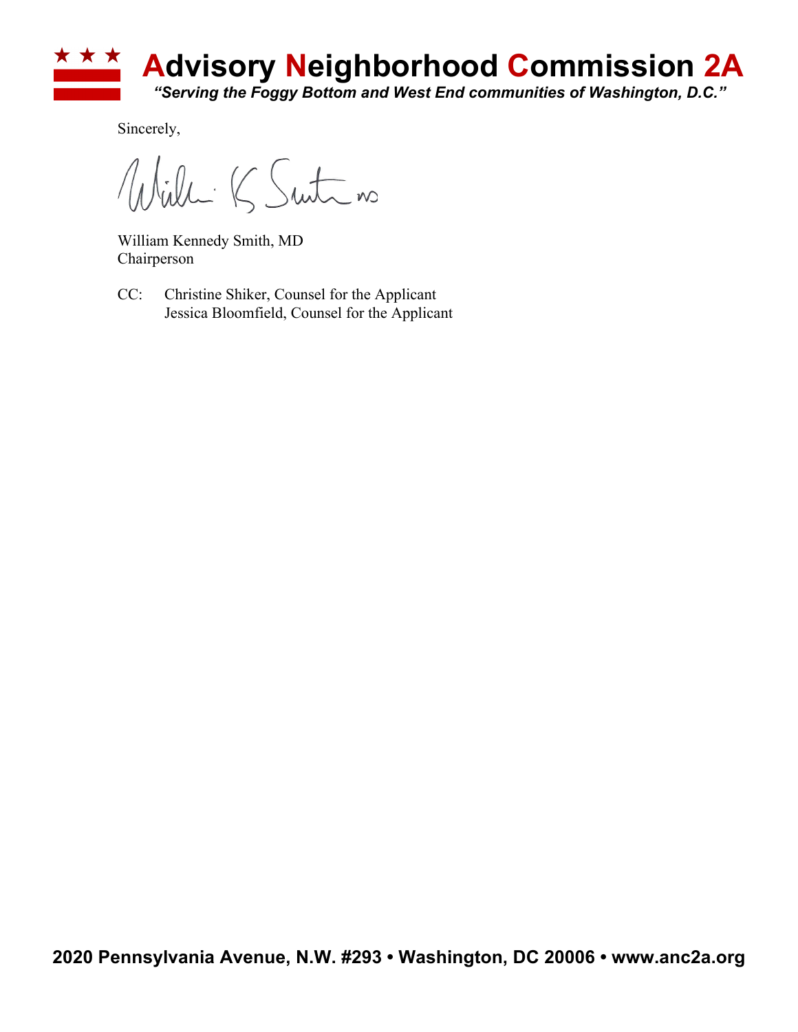Sincerely,

William Kennedy Smith, MD
Chairperson

CC: Christine Shiker, Counsel for the Applicant
Jessica Bloomfield, Counsel for the Applicant